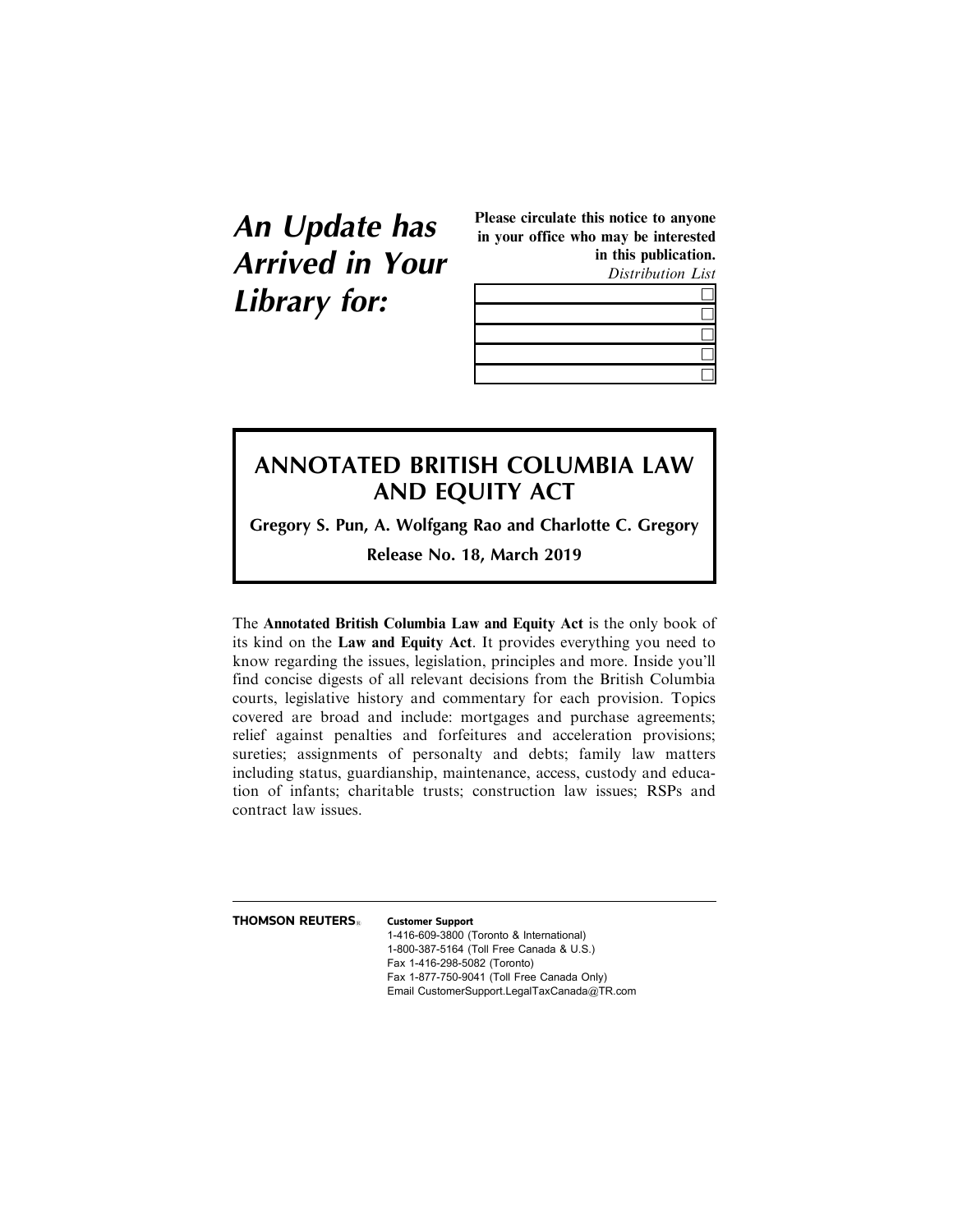# An Update has Arrived in Your Library for:

**Please circulate this notice to anyone in your office who may be interested in this publication.**

*Distribution List*

| |
|---|
| ☐ |
| ☐ |
| ☐ |
| ☐ |
| ☐ |

## ANNOTATED BRITISH COLUMBIA LAW AND EQUITY ACT

**Gregory S. Pun, A. Wolfgang Rao and Charlotte C. Gregory**

**Release No. 18, March 2019**

The **Annotated British Columbia Law and Equity Act** is the only book of its kind on the **Law and Equity Act**. It provides everything you need to know regarding the issues, legislation, principles and more. Inside you'll find concise digests of all relevant decisions from the British Columbia courts, legislative history and commentary for each provision. Topics covered are broad and include: mortgages and purchase agreements; relief against penalties and forfeitures and acceleration provisions; sureties; assignments of personalty and debts; family law matters including status, guardianship, maintenance, access, custody and education of infants; charitable trusts; construction law issues; RSPs and contract law issues.

---

**THOMSON REUTERS®**

**Customer Support**

1-416-609-3800 (Toronto & International)
1-800-387-5164 (Toll Free Canada & U.S.)
Fax 1-416-298-5082 (Toronto)
Fax 1-877-750-9041 (Toll Free Canada Only)
Email CustomerSupport.LegalTaxCanada@TR.com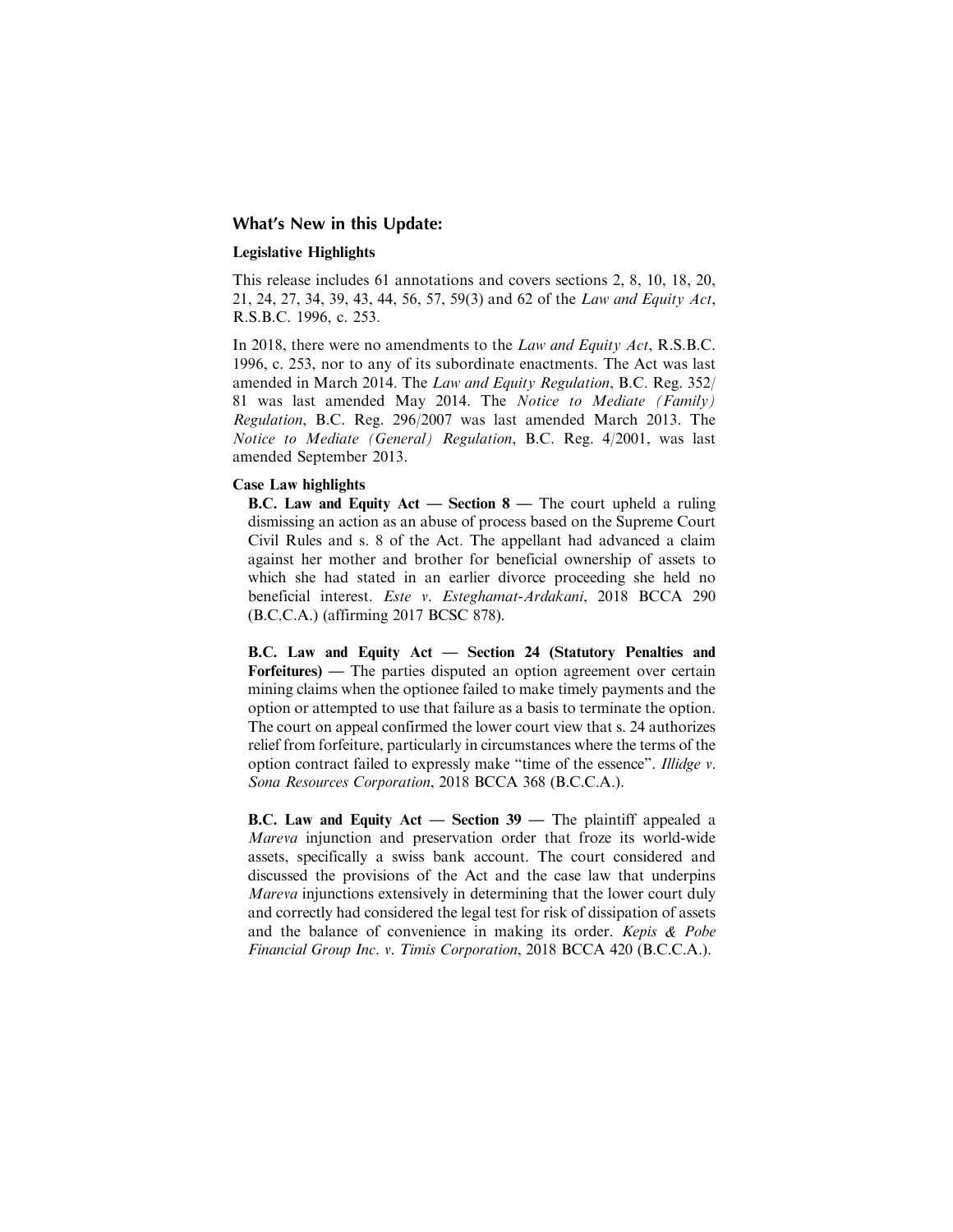## What's New in this Update:

**Legislative Highlights**

This release includes 61 annotations and covers sections 2, 8, 10, 18, 20, 21, 24, 27, 34, 39, 43, 44, 56, 57, 59(3) and 62 of the *Law and Equity Act*, R.S.B.C. 1996, c. 253.

In 2018, there were no amendments to the *Law and Equity Act*, R.S.B.C. 1996, c. 253, nor to any of its subordinate enactments. The Act was last amended in March 2014. The *Law and Equity Regulation*, B.C. Reg. 352/81 was last amended May 2014. The *Notice to Mediate (Family) Regulation*, B.C. Reg. 296/2007 was last amended March 2013. The *Notice to Mediate (General) Regulation*, B.C. Reg. 4/2001, was last amended September 2013.

**Case Law highlights**

**B.C. Law and Equity Act — Section 8 —** The court upheld a ruling dismissing an action as an abuse of process based on the Supreme Court Civil Rules and s. 8 of the Act. The appellant had advanced a claim against her mother and brother for beneficial ownership of assets to which she had stated in an earlier divorce proceeding she held no beneficial interest. *Este v. Esteghamat-Ardakani*, 2018 BCCA 290 (B.C.C.A.) (affirming 2017 BCSC 878).

**B.C. Law and Equity Act — Section 24 (Statutory Penalties and Forfeitures) —** The parties disputed an option agreement over certain mining claims when the optionee failed to make timely payments and the option or attempted to use that failure as a basis to terminate the option. The court on appeal confirmed the lower court view that s. 24 authorizes relief from forfeiture, particularly in circumstances where the terms of the option contract failed to expressly make "time of the essence". *Illidge v. Sona Resources Corporation*, 2018 BCCA 368 (B.C.C.A.).

**B.C. Law and Equity Act — Section 39 —** The plaintiff appealed a *Mareva* injunction and preservation order that froze its world-wide assets, specifically a swiss bank account. The court considered and discussed the provisions of the Act and the case law that underpins *Mareva* injunctions extensively in determining that the lower court duly and correctly had considered the legal test for risk of dissipation of assets and the balance of convenience in making its order. *Kepis & Pobe Financial Group Inc. v. Timis Corporation*, 2018 BCCA 420 (B.C.C.A.).